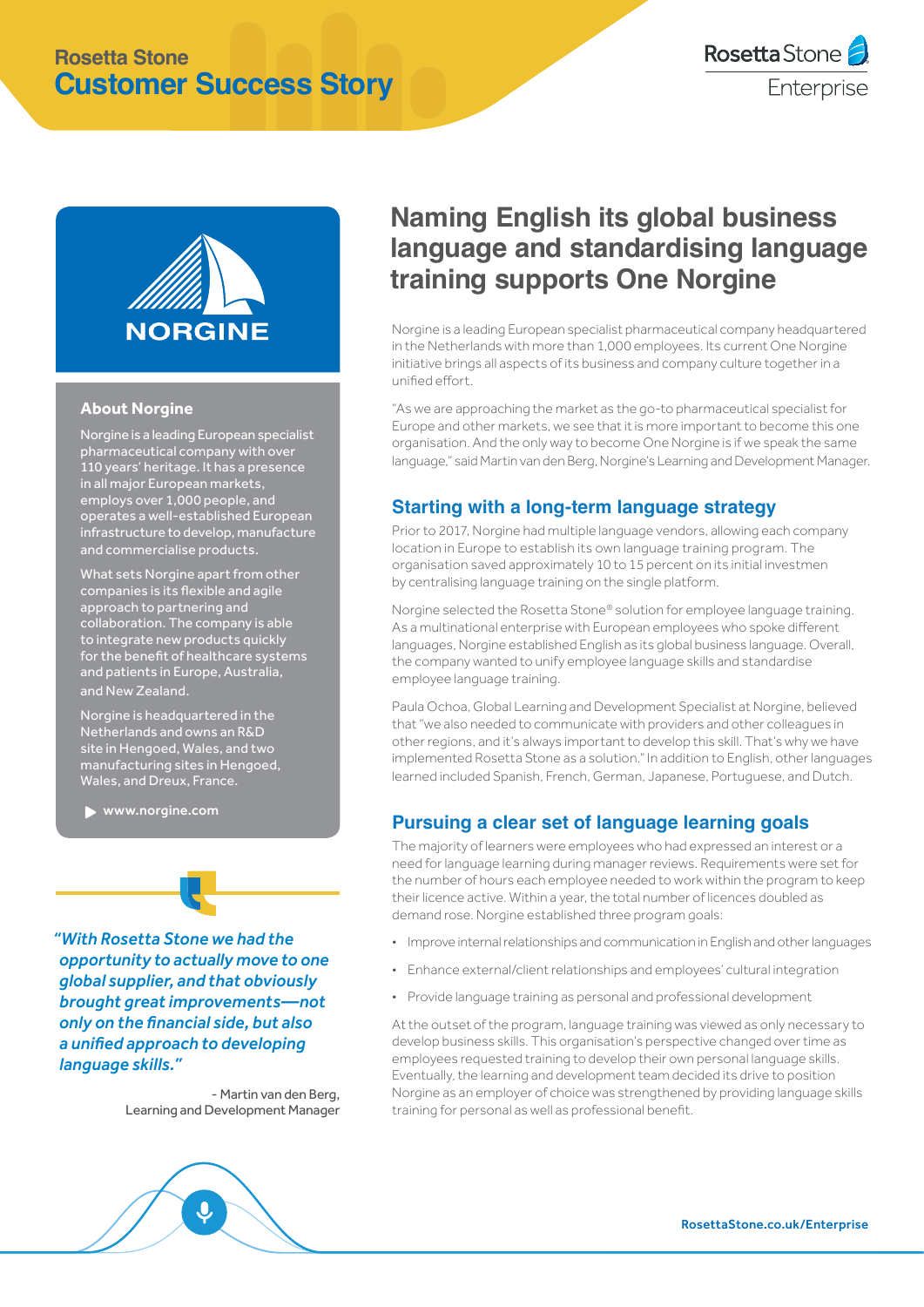# Rosetta Stone
# Customer Success Story

Rosetta Stone Enterprise

NORGINE

### About Norgine

Norgine is a leading European specialist pharmaceutical company with over 110 years' heritage. It has a presence in all major European markets, employs over 1,000 people, and operates a well-established European infrastructure to develop, manufacture and commercialise products.

What sets Norgine apart from other companies is its flexible and agile approach to partnering and collaboration. The company is able to integrate new products quickly for the benefit of healthcare systems and patients in Europe, Australia, and New Zealand.

Norgine is headquartered in the Netherlands and owns an R&D site in Hengoed, Wales, and two manufacturing sites in Hengoed, Wales, and Dreux, France.

www.norgine.com

*"With Rosetta Stone we had the opportunity to actually move to one global supplier, and that obviously brought great improvements—not only on the financial side, but also a unified approach to developing language skills."*

\- Martin van den Berg, Learning and Development Manager

## Naming English its global business language and standardising language training supports One Norgine

Norgine is a leading European specialist pharmaceutical company headquartered in the Netherlands with more than 1,000 employees. Its current One Norgine initiative brings all aspects of its business and company culture together in a unified effort.

"As we are approaching the market as the go-to pharmaceutical specialist for Europe and other markets, we see that it is more important to become this one organisation. And the only way to become One Norgine is if we speak the same language," said Martin van den Berg, Norgine's Learning and Development Manager.

### Starting with a long-term language strategy

Prior to 2017, Norgine had multiple language vendors, allowing each company location in Europe to establish its own language training program. The organisation saved approximately 10 to 15 percent on its initial investmen by centralising language training on the single platform.

Norgine selected the Rosetta Stone® solution for employee language training. As a multinational enterprise with European employees who spoke different languages, Norgine established English as its global business language. Overall, the company wanted to unify employee language skills and standardise employee language training.

Paula Ochoa, Global Learning and Development Specialist at Norgine, believed that "we also needed to communicate with providers and other colleagues in other regions, and it's always important to develop this skill. That's why we have implemented Rosetta Stone as a solution." In addition to English, other languages learned included Spanish, French, German, Japanese, Portuguese, and Dutch.

### Pursuing a clear set of language learning goals

The majority of learners were employees who had expressed an interest or a need for language learning during manager reviews. Requirements were set for the number of hours each employee needed to work within the program to keep their licence active. Within a year, the total number of licences doubled as demand rose. Norgine established three program goals:

- Improve internal relationships and communication in English and other languages
- Enhance external/client relationships and employees' cultural integration
- Provide language training as personal and professional development

At the outset of the program, language training was viewed as only necessary to develop business skills. This organisation's perspective changed over time as employees requested training to develop their own personal language skills. Eventually, the learning and development team decided its drive to position Norgine as an employer of choice was strengthened by providing language skills training for personal as well as professional benefit.

RosettaStone.co.uk/Enterprise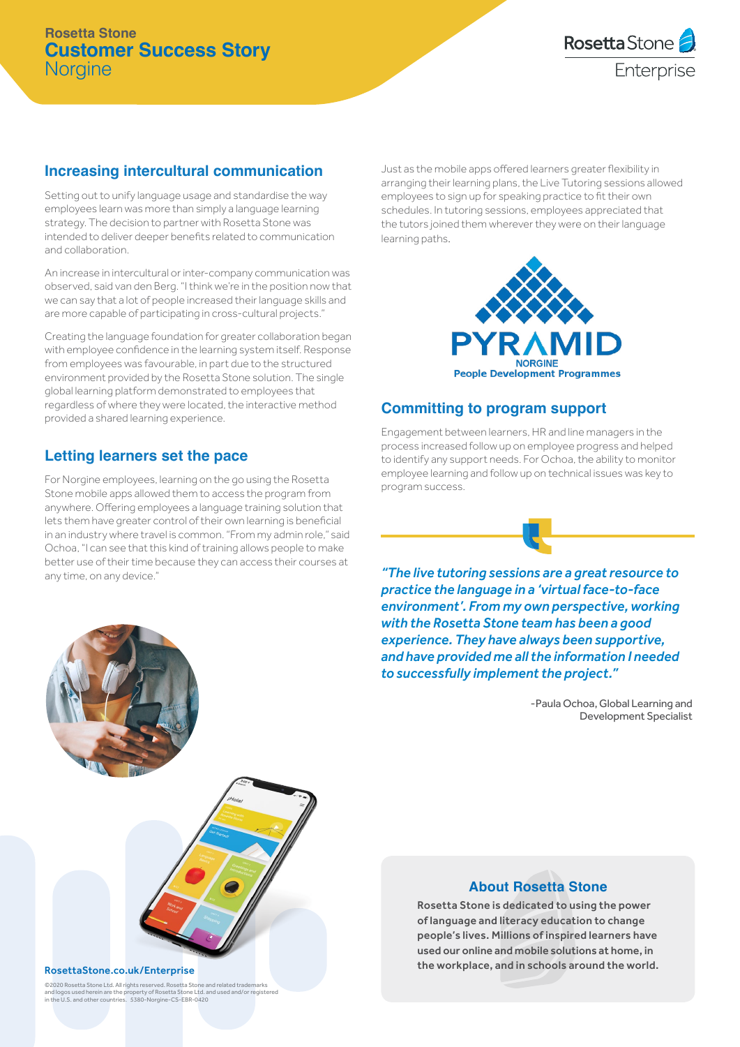Rosetta Stone
**Customer Success Story**
Norgine

## Increasing intercultural communication

Setting out to unify language usage and standardise the way employees learn was more than simply a language learning strategy. The decision to partner with Rosetta Stone was intended to deliver deeper benefits related to communication and collaboration.

An increase in intercultural or inter-company communication was observed, said van den Berg. "I think we're in the position now that we can say that a lot of people increased their language skills and are more capable of participating in cross-cultural projects."

Creating the language foundation for greater collaboration began with employee confidence in the learning system itself. Response from employees was favourable, in part due to the structured environment provided by the Rosetta Stone solution. The single global learning platform demonstrated to employees that regardless of where they were located, the interactive method provided a shared learning experience.

## Letting learners set the pace

For Norgine employees, learning on the go using the Rosetta Stone mobile apps allowed them to access the program from anywhere. Offering employees a language training solution that lets them have greater control of their own learning is beneficial in an industry where travel is common. "From my admin role," said Ochoa, "I can see that this kind of training allows people to make better use of their time because they can access their courses at any time, on any device."

Just as the mobile apps offered learners greater flexibility in arranging their learning plans, the Live Tutoring sessions allowed employees to sign up for speaking practice to fit their own schedules. In tutoring sessions, employees appreciated that the tutors joined them wherever they were on their language learning paths.

PYRAMID
NORGINE
People Development Programmes

## Committing to program support

Engagement between learners, HR and line managers in the process increased follow up on employee progress and helped to identify any support needs. For Ochoa, the ability to monitor employee learning and follow up on technical issues was key to program success.

***"The live tutoring sessions are a great resource to practice the language in a 'virtual face-to-face environment'. From my own perspective, working with the Rosetta Stone team has been a good experience. They have always been supportive, and have provided me all the information I needed to successfully implement the project."***

-Paula Ochoa, Global Learning and Development Specialist

### About Rosetta Stone

**Rosetta Stone is dedicated to using the power of language and literacy education to change people's lives. Millions of inspired learners have used our online and mobile solutions at home, in the workplace, and in schools around the world.**

**RosettaStone.co.uk/Enterprise**

©2020 Rosetta Stone Ltd. All rights reserved. Rosetta Stone and related trademarks and logos used herein are the property of Rosetta Stone Ltd. and used and/or registered in the U.S. and other countries. 5380-Norgine-CS-EBR-0420